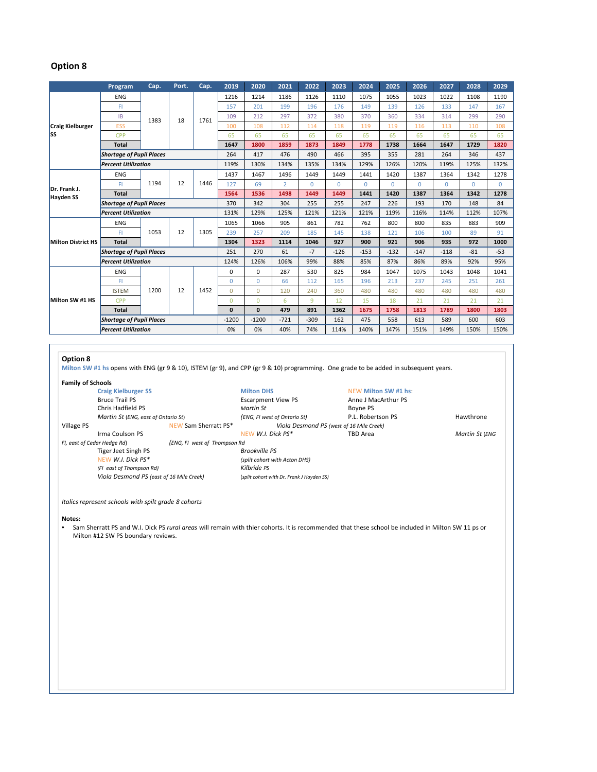## Option 8

| | Program | Cap. | Port. | Cap. | 2019 | 2020 | 2021 | 2022 | 2023 | 2024 | 2025 | 2026 | 2027 | 2028 | 2029 |
|---|---|---|---|---|---|---|---|---|---|---|---|---|---|---|---|
| Craig Kielburger SS | ENG | 1383 | 18 | 1761 | 1216 | 1214 | 1186 | 1126 | 1110 | 1075 | 1055 | 1023 | 1022 | 1108 | 1190 |
| | FI | | | | 157 | 201 | 199 | 196 | 176 | 149 | 139 | 126 | 133 | 147 | 167 |
| | IB | | | | 109 | 212 | 297 | 372 | 380 | 370 | 360 | 334 | 314 | 299 | 290 |
| | ESS | | | | 100 | 108 | 112 | 114 | 118 | 119 | 119 | 116 | 113 | 110 | 108 |
| | CPP | | | | 65 | 65 | 65 | 65 | 65 | 65 | 65 | 65 | 65 | 65 | 65 |
| | **Total** | | | | **1647** | **1800** | **1859** | **1873** | **1849** | **1778** | **1738** | **1664** | **1647** | **1729** | **1820** |
| | ***Shortage of Pupil Places*** | | | | 264 | 417 | 476 | 490 | 466 | 395 | 355 | 281 | 264 | 346 | 437 |
| | ***Percent Utilization*** | | | | 119% | 130% | 134% | 135% | 134% | 129% | 126% | 120% | 119% | 125% | 132% |
| Dr. Frank J. Hayden SS | ENG | 1194 | 12 | 1446 | 1437 | 1467 | 1496 | 1449 | 1449 | 1441 | 1420 | 1387 | 1364 | 1342 | 1278 |
| | FI | | | | 127 | 69 | 2 | 0 | 0 | 0 | 0 | 0 | 0 | 0 | 0 |
| | **Total** | | | | **1564** | **1536** | **1498** | **1449** | **1449** | **1441** | **1420** | **1387** | **1364** | **1342** | **1278** |
| | ***Shortage of Pupil Places*** | | | | 370 | 342 | 304 | 255 | 255 | 247 | 226 | 193 | 170 | 148 | 84 |
| | ***Percent Utilization*** | | | | 131% | 129% | 125% | 121% | 121% | 121% | 119% | 116% | 114% | 112% | 107% |
| Milton District HS | ENG | 1053 | 12 | 1305 | 1065 | 1066 | 905 | 861 | 782 | 762 | 800 | 800 | 835 | 883 | 909 |
| | FI | | | | 239 | 257 | 209 | 185 | 145 | 138 | 121 | 106 | 100 | 89 | 91 |
| | **Total** | | | | **1304** | **1323** | **1114** | **1046** | **927** | **900** | **921** | **906** | **935** | **972** | **1000** |
| | ***Shortage of Pupil Places*** | | | | 251 | 270 | 61 | -7 | -126 | -153 | -132 | -147 | -118 | -81 | -53 |
| | ***Percent Utilization*** | | | | 124% | 126% | 106% | 99% | 88% | 85% | 87% | 86% | 89% | 92% | 95% |
| Milton SW #1 HS | ENG | 1200 | 12 | 1452 | 0 | 0 | 287 | 530 | 825 | 984 | 1047 | 1075 | 1043 | 1048 | 1041 |
| | FI | | | | 0 | 0 | 66 | 112 | 165 | 196 | 213 | 237 | 245 | 251 | 261 |
| | ISTEM | | | | 0 | 0 | 120 | 240 | 360 | 480 | 480 | 480 | 480 | 480 | 480 |
| | CPP | | | | 0 | 0 | 6 | 9 | 12 | 15 | 18 | 21 | 21 | 21 | 21 |
| | **Total** | | | | **0** | **0** | **479** | **891** | **1362** | **1675** | **1758** | **1813** | **1789** | **1800** | **1803** |
| | ***Shortage of Pupil Places*** | | | | -1200 | -1200 | -721 | -309 | 162 | 475 | 558 | 613 | 589 | 600 | 603 |
| | ***Percent Utilization*** | | | | 0% | 0% | 40% | 74% | 114% | 140% | 147% | 151% | 149% | 150% | 150% |

**Option 8**

Milton SW #1 hs opens with ENG (gr 9 & 10), ISTEM (gr 9), and CPP (gr 9 & 10) programming. One grade to be added in subsequent years.

**Family of Schools**

**Craig Kielburger SS**
- Bruce Trail PS
- Chris Hadfield PS
- *Martin St (ENG, east of Ontario St)*
- NEW Sam Sherratt PS*
- Irma Coulson PS (ENG, FI west of Thompson Rd)
- Tiger Jeet Singh PS
- NEW *W.I. Dick PS** *(FI east of Thompson Rd)*
- *Viola Desmond PS (east of 16 Mile Creek)*

**Milton DHS**
- Escarpment View PS
- *Martin St (ENG, FI west of Ontario St)*
- *Viola Desmond PS (west of 16 Mile Creek)*
- NEW *W.I. Dick PS**
- *Brookville PS (split cohort with Acton DHS)*
- *Kilbride PS (split cohort with Dr. Frank J Hayden SS)*

**NEW Milton SW #1 hs:**
- Anne J MacArthur PS
- Boyne PS
- P.L. Robertson PS
- TBD Area
- Hawthrone Village PS
- *Martin St (ENG FI, east of Cedar Hedge Rd)*

*Italics represent schools with spilt grade 8 cohorts*

**Notes:**

- Sam Sherratt PS and W.I. Dick PS *rural areas* will remain with thier cohorts. It is recommended that these school be included in Milton SW 11 ps or Milton #12 SW PS boundary reviews.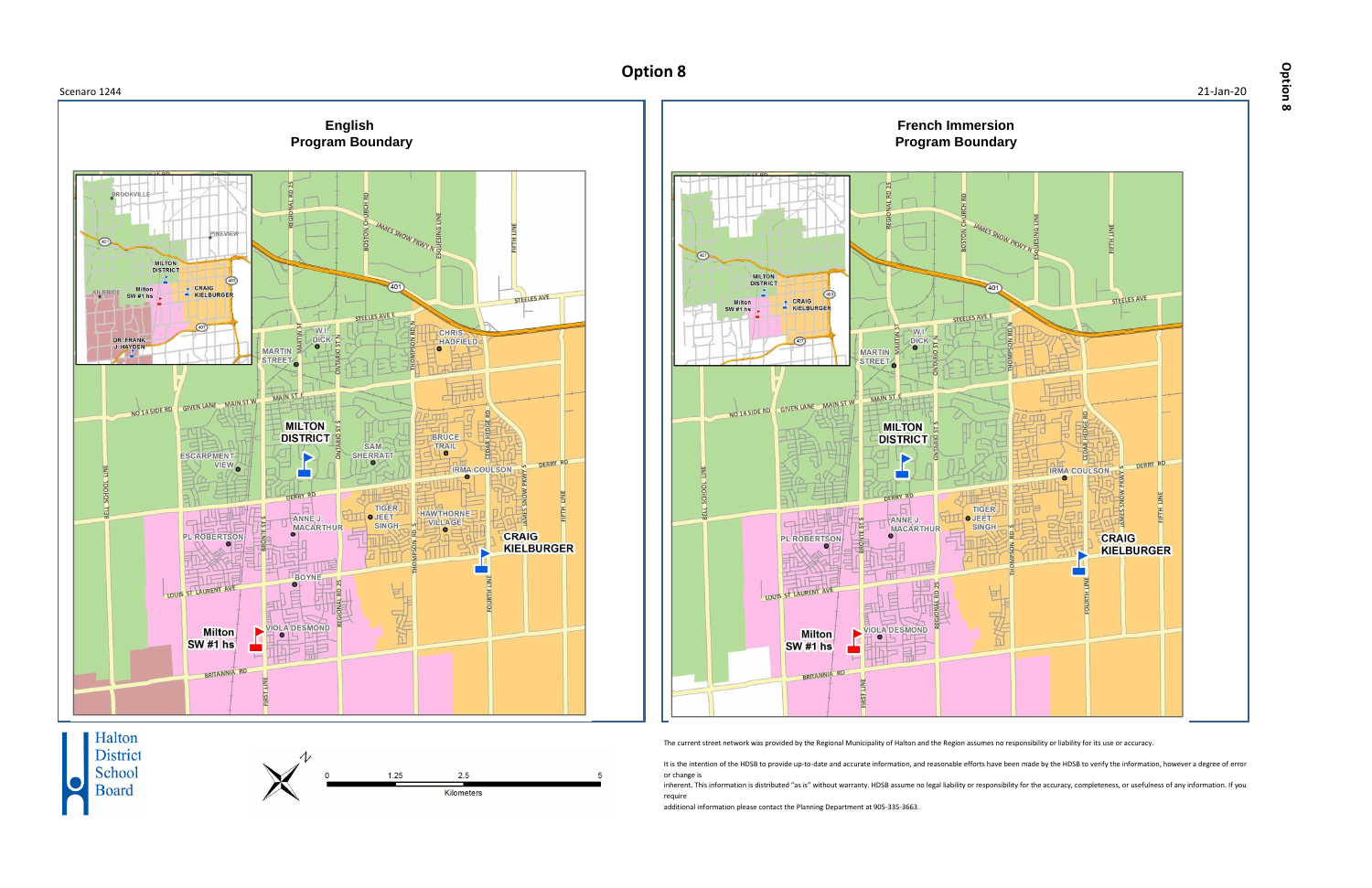# Option 8

Scenaro 1244

21-Jan-20

## English Program Boundary

## French Immersion Program Boundary

Halton District School Board

0 1.25 2.5 5

Kilometers

The current street network was provided by the Regional Municipality of Halton and the Region assumes no responsibility or liability for its use or accuracy.

It is the intention of the HDSB to provide up-to-date and accurate information, and reasonable efforts have been made by the HDSB to verify the information, however a degree of error or change is inherent. This information is distributed "as is" without warranty. HDSB assume no legal liability or responsibility for the accuracy, completeness, or usefulness of any information. If you require additional information please contact the Planning Department at 905-335-3663.